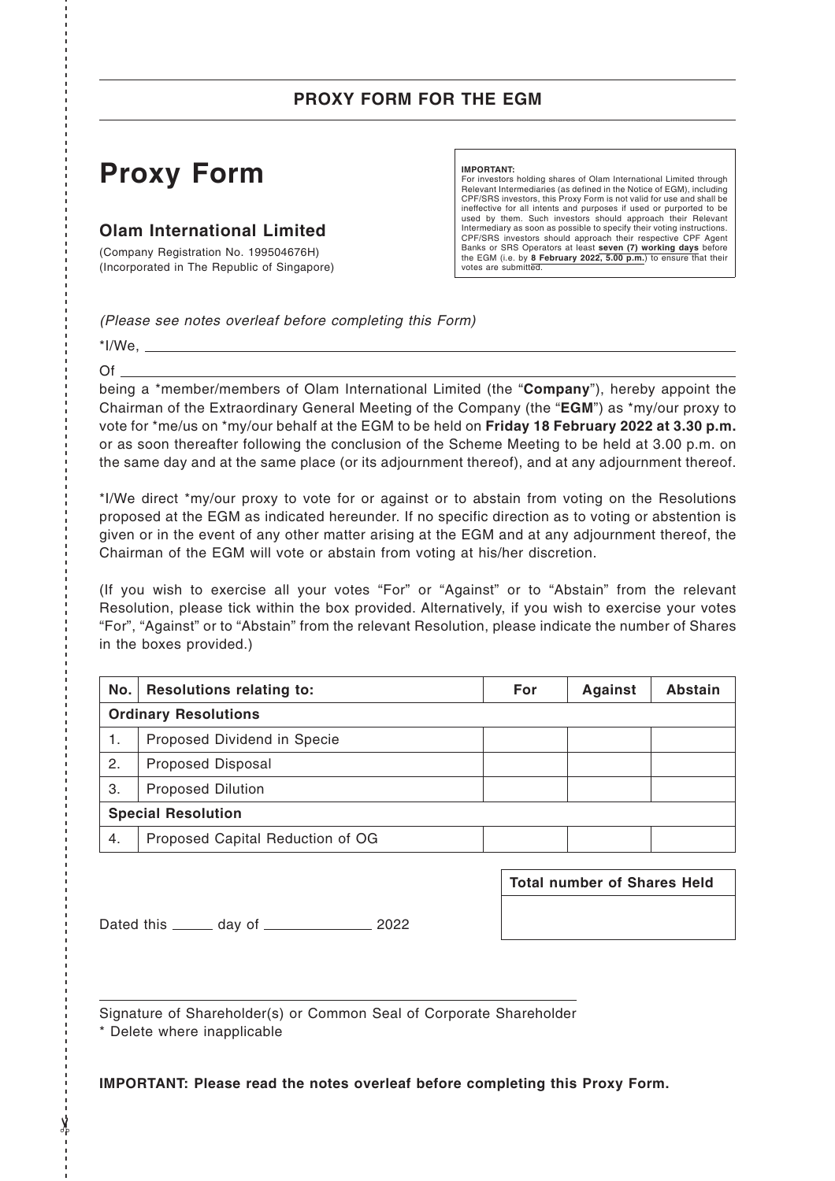## PROXY FORM FOR THE EGM

# Proxy Form

### Olam International Limited

(Company Registration No. 199504676H)
(Incorporated in The Republic of Singapore)

**IMPORTANT:**
For investors holding shares of Olam International Limited through Relevant Intermediaries (as defined in the Notice of EGM), including CPF/SRS investors, this Proxy Form is not valid for use and shall be ineffective for all intents and purposes if used or purported to be used by them. Such investors should approach their Relevant Intermediary as soon as possible to specify their voting instructions. CPF/SRS investors should approach their respective CPF Agent Banks or SRS Operators at least **seven (7) working days** before the EGM (i.e. by **8 February 2022, 5.00 p.m.**) to ensure that their votes are submitted.

*(Please see notes overleaf before completing this Form)*

*I/We, ____________________________________________

Of ____________________________________________

being a *member/members of Olam International Limited (the "**Company**"), hereby appoint the Chairman of the Extraordinary General Meeting of the Company (the "**EGM**") as *my/our proxy to vote for *me/us on *my/our behalf at the EGM to be held on **Friday 18 February 2022 at 3.30 p.m.** or as soon thereafter following the conclusion of the Scheme Meeting to be held at 3.00 p.m. on the same day and at the same place (or its adjournment thereof), and at any adjournment thereof.

*I/We direct *my/our proxy to vote for or against or to abstain from voting on the Resolutions proposed at the EGM as indicated hereunder. If no specific direction as to voting or abstention is given or in the event of any other matter arising at the EGM and at any adjournment thereof, the Chairman of the EGM will vote or abstain from voting at his/her discretion.

(If you wish to exercise all your votes "For" or "Against" or to "Abstain" from the relevant Resolution, please tick within the box provided. Alternatively, if you wish to exercise your votes "For", "Against" or to "Abstain" from the relevant Resolution, please indicate the number of Shares in the boxes provided.)

| No. | Resolutions relating to: | For | Against | Abstain |
|---|---|---|---|---|
| **Ordinary Resolutions** | | | | |
| 1. | Proposed Dividend in Specie | | | |
| 2. | Proposed Disposal | | | |
| 3. | Proposed Dilution | | | |
| **Special Resolution** | | | | |
| 4. | Proposed Capital Reduction of OG | | | |

| Total number of Shares Held |
|---|
| |

Dated this ______ day of ______________ 2022

______________________________________________

Signature of Shareholder(s) or Common Seal of Corporate Shareholder

\* Delete where inapplicable

**IMPORTANT: Please read the notes overleaf before completing this Proxy Form.**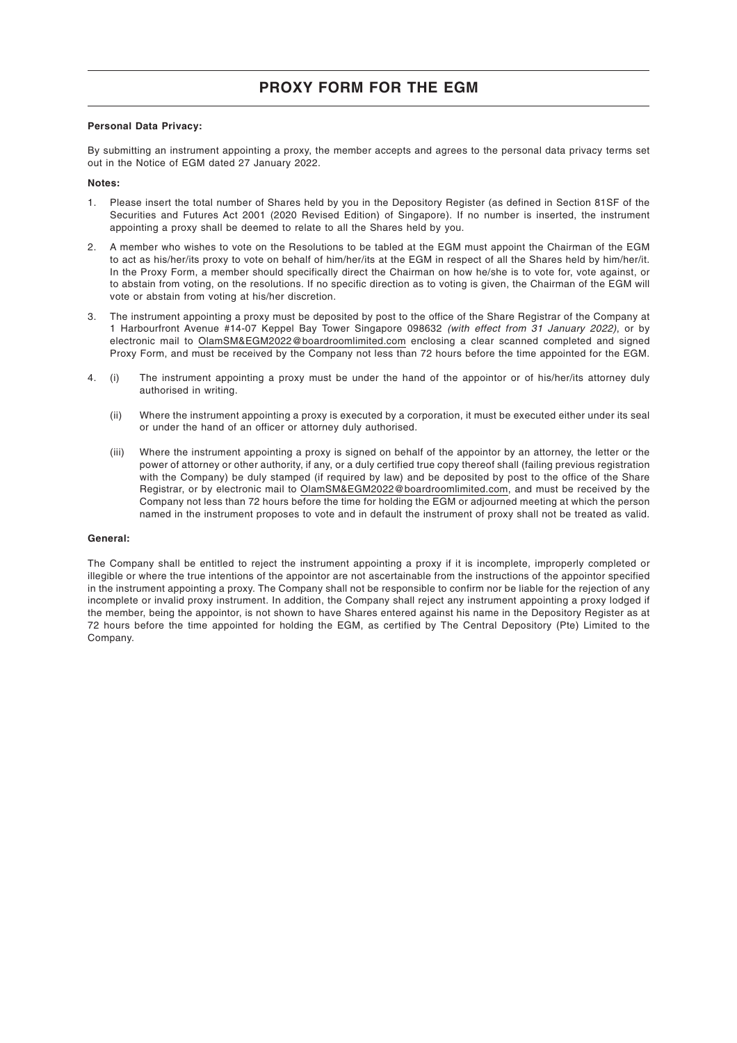# PROXY FORM FOR THE EGM

**Personal Data Privacy:**

By submitting an instrument appointing a proxy, the member accepts and agrees to the personal data privacy terms set out in the Notice of EGM dated 27 January 2022.

**Notes:**

1. Please insert the total number of Shares held by you in the Depository Register (as defined in Section 81SF of the Securities and Futures Act 2001 (2020 Revised Edition) of Singapore). If no number is inserted, the instrument appointing a proxy shall be deemed to relate to all the Shares held by you.

2. A member who wishes to vote on the Resolutions to be tabled at the EGM must appoint the Chairman of the EGM to act as his/her/its proxy to vote on behalf of him/her/its at the EGM in respect of all the Shares held by him/her/it. In the Proxy Form, a member should specifically direct the Chairman on how he/she is to vote for, vote against, or to abstain from voting, on the resolutions. If no specific direction as to voting is given, the Chairman of the EGM will vote or abstain from voting at his/her discretion.

3. The instrument appointing a proxy must be deposited by post to the office of the Share Registrar of the Company at 1 Harbourfront Avenue #14-07 Keppel Bay Tower Singapore 098632 *(with effect from 31 January 2022)*, or by electronic mail to OlamSM&EGM2022@boardroomlimited.com enclosing a clear scanned completed and signed Proxy Form, and must be received by the Company not less than 72 hours before the time appointed for the EGM.

4. (i) The instrument appointing a proxy must be under the hand of the appointor or of his/her/its attorney duly authorised in writing.

   (ii) Where the instrument appointing a proxy is executed by a corporation, it must be executed either under its seal or under the hand of an officer or attorney duly authorised.

   (iii) Where the instrument appointing a proxy is signed on behalf of the appointor by an attorney, the letter or the power of attorney or other authority, if any, or a duly certified true copy thereof shall (failing previous registration with the Company) be duly stamped (if required by law) and be deposited by post to the office of the Share Registrar, or by electronic mail to OlamSM&EGM2022@boardroomlimited.com, and must be received by the Company not less than 72 hours before the time for holding the EGM or adjourned meeting at which the person named in the instrument proposes to vote and in default the instrument of proxy shall not be treated as valid.

**General:**

The Company shall be entitled to reject the instrument appointing a proxy if it is incomplete, improperly completed or illegible or where the true intentions of the appointor are not ascertainable from the instructions of the appointor specified in the instrument appointing a proxy. The Company shall not be responsible to confirm nor be liable for the rejection of any incomplete or invalid proxy instrument. In addition, the Company shall reject any instrument appointing a proxy lodged if the member, being the appointor, is not shown to have Shares entered against his name in the Depository Register as at 72 hours before the time appointed for holding the EGM, as certified by The Central Depository (Pte) Limited to the Company.